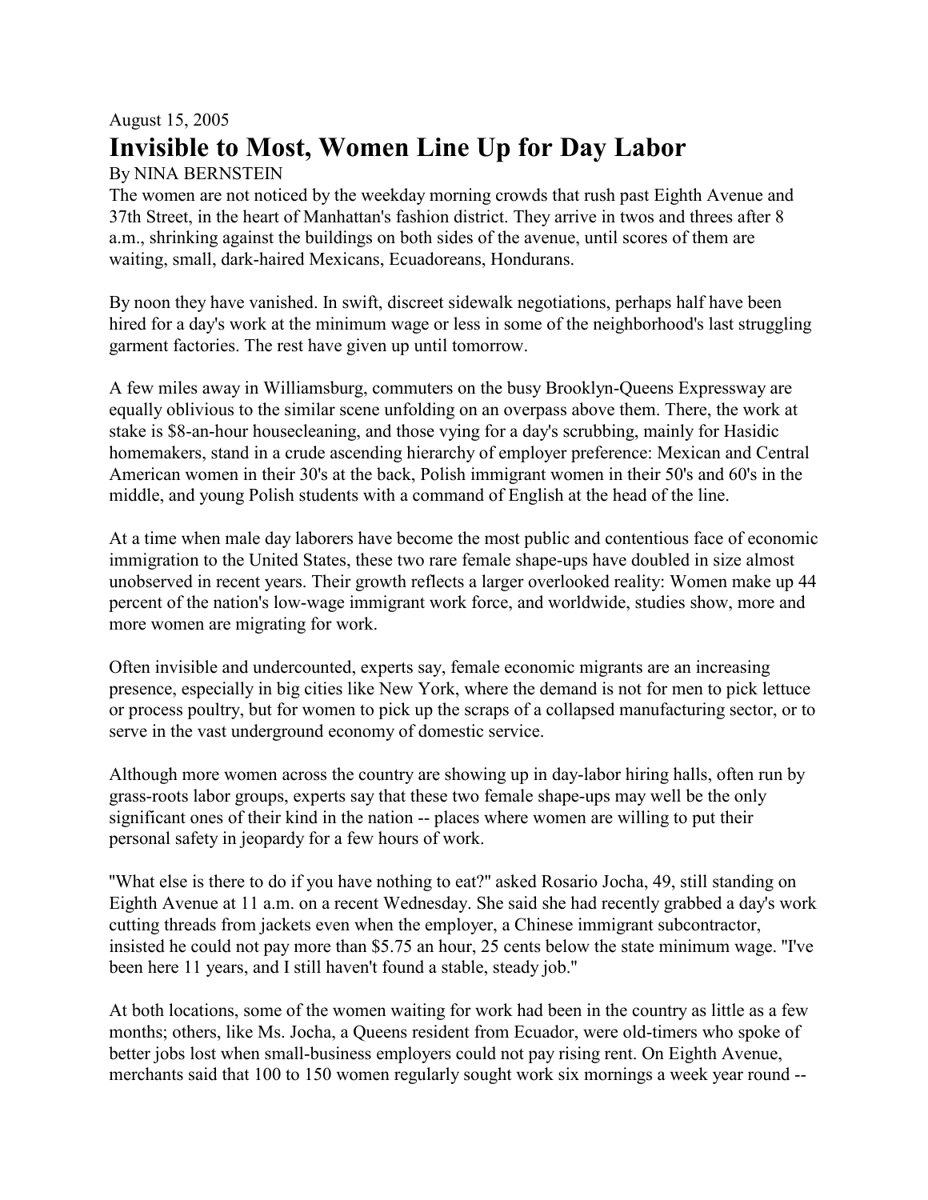August 15, 2005

# Invisible to Most, Women Line Up for Day Labor

By NINA BERNSTEIN

The women are not noticed by the weekday morning crowds that rush past Eighth Avenue and 37th Street, in the heart of Manhattan's fashion district. They arrive in twos and threes after 8 a.m., shrinking against the buildings on both sides of the avenue, until scores of them are waiting, small, dark-haired Mexicans, Ecuadoreans, Hondurans.

By noon they have vanished. In swift, discreet sidewalk negotiations, perhaps half have been hired for a day's work at the minimum wage or less in some of the neighborhood's last struggling garment factories. The rest have given up until tomorrow.

A few miles away in Williamsburg, commuters on the busy Brooklyn-Queens Expressway are equally oblivious to the similar scene unfolding on an overpass above them. There, the work at stake is $8-an-hour housecleaning, and those vying for a day's scrubbing, mainly for Hasidic homemakers, stand in a crude ascending hierarchy of employer preference: Mexican and Central American women in their 30's at the back, Polish immigrant women in their 50's and 60's in the middle, and young Polish students with a command of English at the head of the line.

At a time when male day laborers have become the most public and contentious face of economic immigration to the United States, these two rare female shape-ups have doubled in size almost unobserved in recent years. Their growth reflects a larger overlooked reality: Women make up 44 percent of the nation's low-wage immigrant work force, and worldwide, studies show, more and more women are migrating for work.

Often invisible and undercounted, experts say, female economic migrants are an increasing presence, especially in big cities like New York, where the demand is not for men to pick lettuce or process poultry, but for women to pick up the scraps of a collapsed manufacturing sector, or to serve in the vast underground economy of domestic service.

Although more women across the country are showing up in day-labor hiring halls, often run by grass-roots labor groups, experts say that these two female shape-ups may well be the only significant ones of their kind in the nation -- places where women are willing to put their personal safety in jeopardy for a few hours of work.

"What else is there to do if you have nothing to eat?" asked Rosario Jocha, 49, still standing on Eighth Avenue at 11 a.m. on a recent Wednesday. She said she had recently grabbed a day's work cutting threads from jackets even when the employer, a Chinese immigrant subcontractor, insisted he could not pay more than $5.75 an hour, 25 cents below the state minimum wage. "I've been here 11 years, and I still haven't found a stable, steady job."

At both locations, some of the women waiting for work had been in the country as little as a few months; others, like Ms. Jocha, a Queens resident from Ecuador, were old-timers who spoke of better jobs lost when small-business employers could not pay rising rent. On Eighth Avenue, merchants said that 100 to 150 women regularly sought work six mornings a week year round --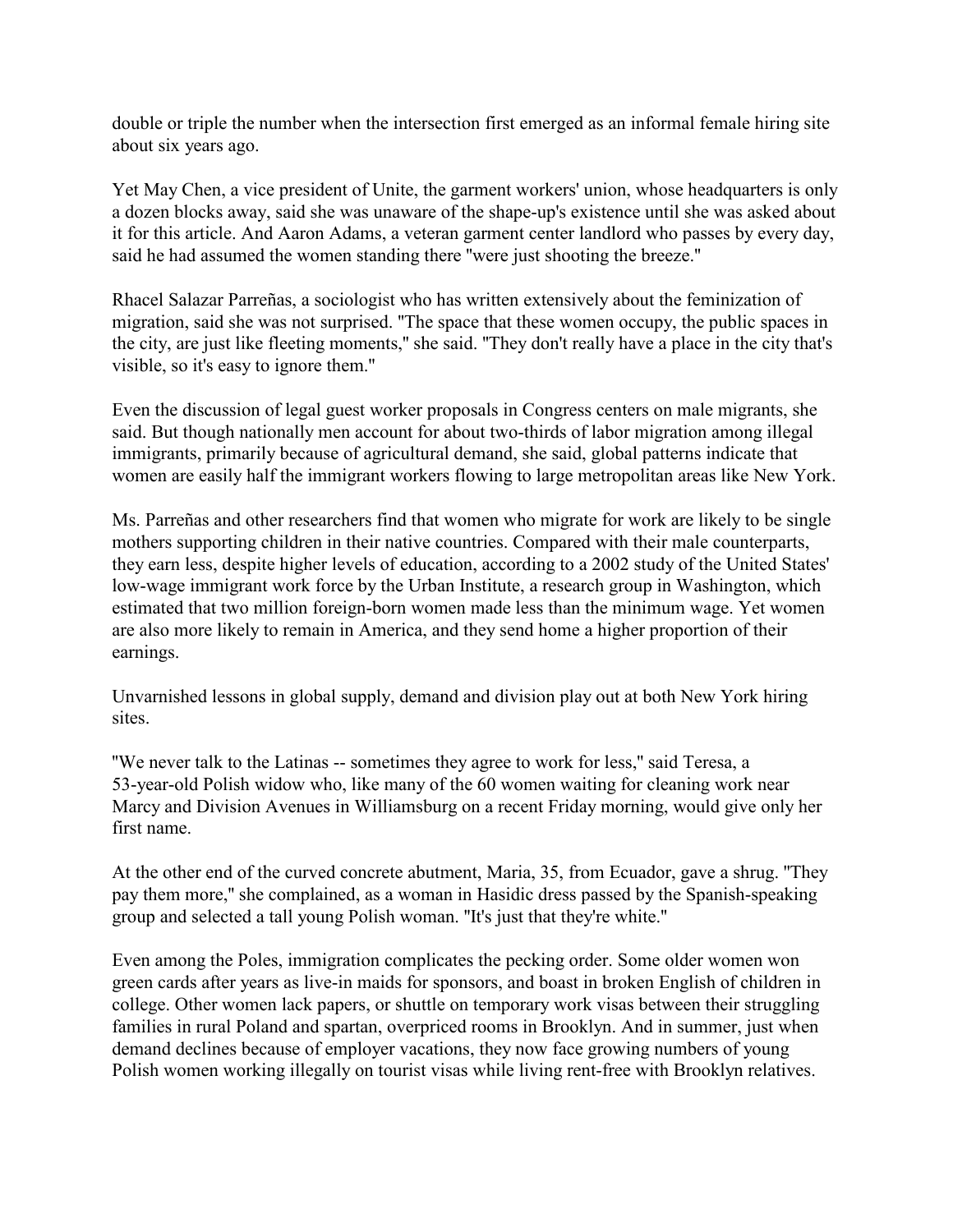double or triple the number when the intersection first emerged as an informal female hiring site about six years ago.

Yet May Chen, a vice president of Unite, the garment workers' union, whose headquarters is only a dozen blocks away, said she was unaware of the shape-up's existence until she was asked about it for this article. And Aaron Adams, a veteran garment center landlord who passes by every day, said he had assumed the women standing there "were just shooting the breeze."

Rhacel Salazar Parreñas, a sociologist who has written extensively about the feminization of migration, said she was not surprised. "The space that these women occupy, the public spaces in the city, are just like fleeting moments," she said. "They don't really have a place in the city that's visible, so it's easy to ignore them."

Even the discussion of legal guest worker proposals in Congress centers on male migrants, she said. But though nationally men account for about two-thirds of labor migration among illegal immigrants, primarily because of agricultural demand, she said, global patterns indicate that women are easily half the immigrant workers flowing to large metropolitan areas like New York.

Ms. Parreñas and other researchers find that women who migrate for work are likely to be single mothers supporting children in their native countries. Compared with their male counterparts, they earn less, despite higher levels of education, according to a 2002 study of the United States' low-wage immigrant work force by the Urban Institute, a research group in Washington, which estimated that two million foreign-born women made less than the minimum wage. Yet women are also more likely to remain in America, and they send home a higher proportion of their earnings.

Unvarnished lessons in global supply, demand and division play out at both New York hiring sites.

"We never talk to the Latinas -- sometimes they agree to work for less," said Teresa, a 53-year-old Polish widow who, like many of the 60 women waiting for cleaning work near Marcy and Division Avenues in Williamsburg on a recent Friday morning, would give only her first name.

At the other end of the curved concrete abutment, Maria, 35, from Ecuador, gave a shrug. "They pay them more," she complained, as a woman in Hasidic dress passed by the Spanish-speaking group and selected a tall young Polish woman. "It's just that they're white."

Even among the Poles, immigration complicates the pecking order. Some older women won green cards after years as live-in maids for sponsors, and boast in broken English of children in college. Other women lack papers, or shuttle on temporary work visas between their struggling families in rural Poland and spartan, overpriced rooms in Brooklyn. And in summer, just when demand declines because of employer vacations, they now face growing numbers of young Polish women working illegally on tourist visas while living rent-free with Brooklyn relatives.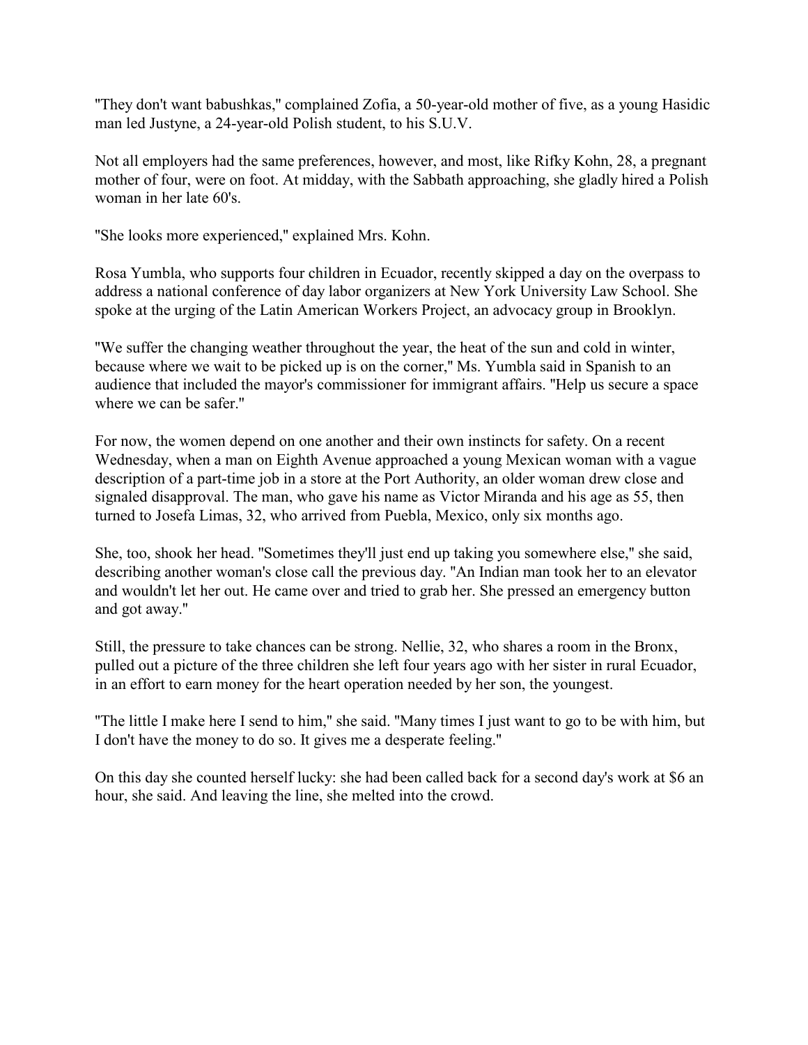"They don't want babushkas," complained Zofia, a 50-year-old mother of five, as a young Hasidic man led Justyne, a 24-year-old Polish student, to his S.U.V.

Not all employers had the same preferences, however, and most, like Rifky Kohn, 28, a pregnant mother of four, were on foot. At midday, with the Sabbath approaching, she gladly hired a Polish woman in her late 60's.

"She looks more experienced," explained Mrs. Kohn.

Rosa Yumbla, who supports four children in Ecuador, recently skipped a day on the overpass to address a national conference of day labor organizers at New York University Law School. She spoke at the urging of the Latin American Workers Project, an advocacy group in Brooklyn.

"We suffer the changing weather throughout the year, the heat of the sun and cold in winter, because where we wait to be picked up is on the corner," Ms. Yumbla said in Spanish to an audience that included the mayor's commissioner for immigrant affairs. "Help us secure a space where we can be safer."

For now, the women depend on one another and their own instincts for safety. On a recent Wednesday, when a man on Eighth Avenue approached a young Mexican woman with a vague description of a part-time job in a store at the Port Authority, an older woman drew close and signaled disapproval. The man, who gave his name as Victor Miranda and his age as 55, then turned to Josefa Limas, 32, who arrived from Puebla, Mexico, only six months ago.

She, too, shook her head. "Sometimes they'll just end up taking you somewhere else," she said, describing another woman's close call the previous day. "An Indian man took her to an elevator and wouldn't let her out. He came over and tried to grab her. She pressed an emergency button and got away."

Still, the pressure to take chances can be strong. Nellie, 32, who shares a room in the Bronx, pulled out a picture of the three children she left four years ago with her sister in rural Ecuador, in an effort to earn money for the heart operation needed by her son, the youngest.

"The little I make here I send to him," she said. "Many times I just want to go to be with him, but I don't have the money to do so. It gives me a desperate feeling."

On this day she counted herself lucky: she had been called back for a second day's work at $6 an hour, she said. And leaving the line, she melted into the crowd.